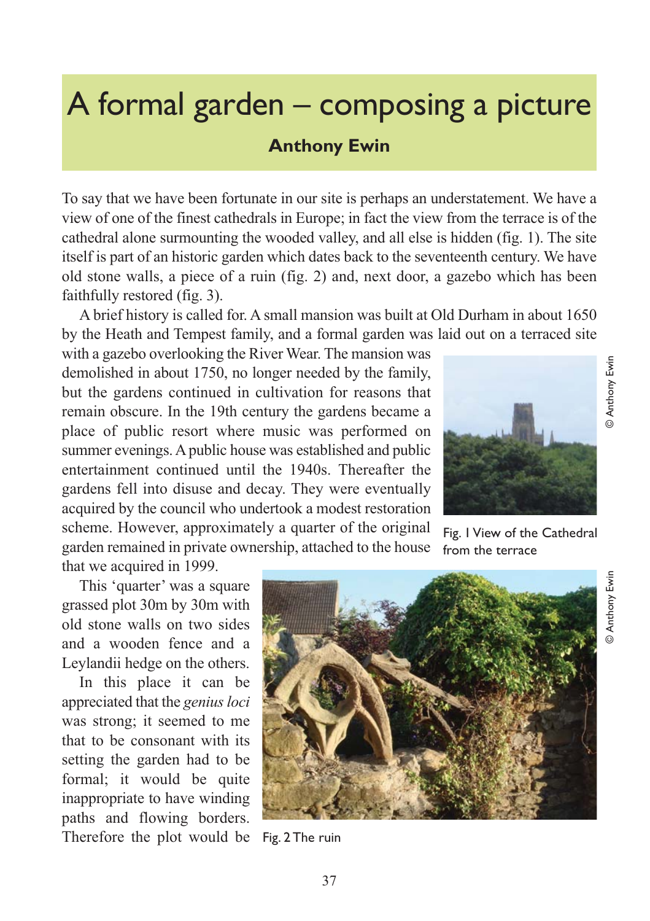# A formal garden – composing a picture

**Anthony Ewin**

To say that we have been fortunate in our site is perhaps an understatement. We have a view of one of the finest cathedrals in Europe; in fact the view from the terrace is of the cathedral alone surmounting the wooded valley, and all else is hidden (fig. 1). The site itself is part of an historic garden which dates back to the seventeenth century. We have old stone walls, a piece of a ruin (fig. 2) and, next door, a gazebo which has been faithfully restored (fig. 3).

A brief history is called for. A small mansion was built at Old Durham in about 1650 by the Heath and Tempest family, and a formal garden was laid out on a terraced site with a gazebo overlooking the River Wear. The mansion was demolished in about 1750, no longer needed by the family, but the gardens continued in cultivation for reasons that remain obscure. In the 19th century the gardens became a place of public resort where music was performed on summer evenings. A public house was established and public entertainment continued until the 1940s. Thereafter the gardens fell into disuse and decay. They were eventually acquired by the council who undertook a modest restoration scheme. However, approximately a quarter of the original garden remained in private ownership, attached to the house that we acquired in 1999.

© Anthony Ewin

Fig. 1 View of the Cathedral from the terrace

This 'quarter' was a square grassed plot 30m by 30m with old stone walls on two sides and a wooden fence and a Leylandii hedge on the others.

In this place it can be appreciated that the *genius loci* was strong; it seemed to me that to be consonant with its setting the garden had to be formal; it would be quite inappropriate to have winding paths and flowing borders. Therefore the plot would be

© Anthony Ewin

Fig. 2 The ruin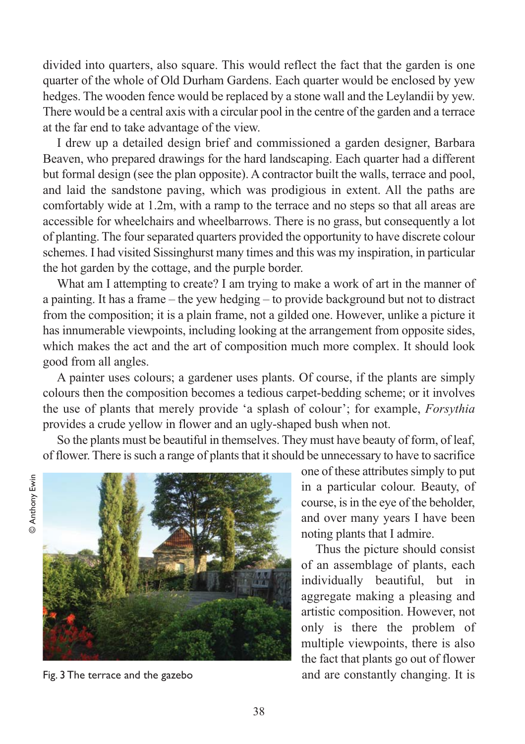divided into quarters, also square. This would reflect the fact that the garden is one quarter of the whole of Old Durham Gardens. Each quarter would be enclosed by yew hedges. The wooden fence would be replaced by a stone wall and the Leylandii by yew. There would be a central axis with a circular pool in the centre of the garden and a terrace at the far end to take advantage of the view.

I drew up a detailed design brief and commissioned a garden designer, Barbara Beaven, who prepared drawings for the hard landscaping. Each quarter had a different but formal design (see the plan opposite). A contractor built the walls, terrace and pool, and laid the sandstone paving, which was prodigious in extent. All the paths are comfortably wide at 1.2m, with a ramp to the terrace and no steps so that all areas are accessible for wheelchairs and wheelbarrows. There is no grass, but consequently a lot of planting. The four separated quarters provided the opportunity to have discrete colour schemes. I had visited Sissinghurst many times and this was my inspiration, in particular the hot garden by the cottage, and the purple border.

What am I attempting to create? I am trying to make a work of art in the manner of a painting. It has a frame – the yew hedging – to provide background but not to distract from the composition; it is a plain frame, not a gilded one. However, unlike a picture it has innumerable viewpoints, including looking at the arrangement from opposite sides, which makes the act and the art of composition much more complex. It should look good from all angles.

A painter uses colours; a gardener uses plants. Of course, if the plants are simply colours then the composition becomes a tedious carpet-bedding scheme; or it involves the use of plants that merely provide 'a splash of colour'; for example, *Forsythia* provides a crude yellow in flower and an ugly-shaped bush when not.

So the plants must be beautiful in themselves. They must have beauty of form, of leaf, of flower. There is such a range of plants that it should be unnecessary to have to sacrifice one of these attributes simply to put in a particular colour. Beauty, of course, is in the eye of the beholder, and over many years I have been noting plants that I admire.

© Anthony Ewin

Fig. 3 The terrace and the gazebo

Thus the picture should consist of an assemblage of plants, each individually beautiful, but in aggregate making a pleasing and artistic composition. However, not only is there the problem of multiple viewpoints, there is also the fact that plants go out of flower and are constantly changing. It is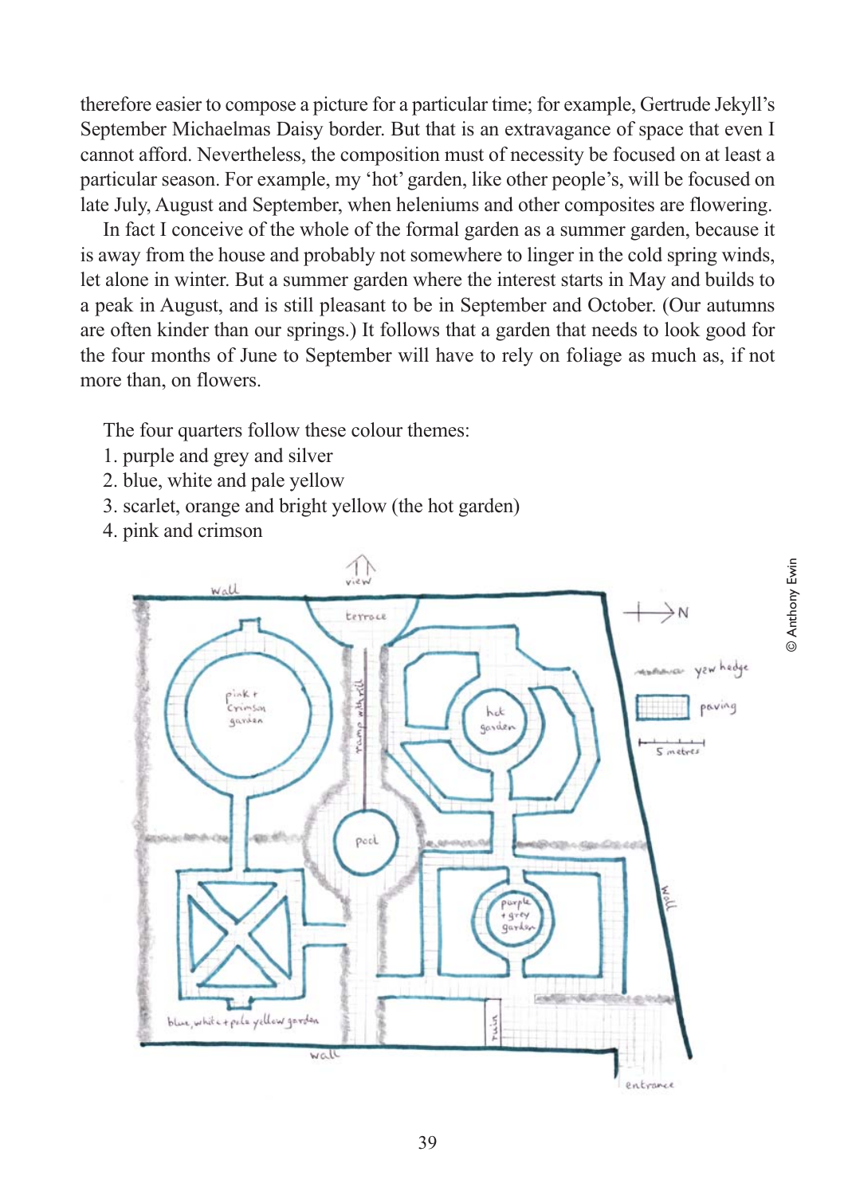therefore easier to compose a picture for a particular time; for example, Gertrude Jekyll's September Michaelmas Daisy border. But that is an extravagance of space that even I cannot afford. Nevertheless, the composition must of necessity be focused on at least a particular season. For example, my 'hot' garden, like other people's, will be focused on late July, August and September, when heleniums and other composites are flowering.

In fact I conceive of the whole of the formal garden as a summer garden, because it is away from the house and probably not somewhere to linger in the cold spring winds, let alone in winter. But a summer garden where the interest starts in May and builds to a peak in August, and is still pleasant to be in September and October. (Our autumns are often kinder than our springs.) It follows that a garden that needs to look good for the four months of June to September will have to rely on foliage as much as, if not more than, on flowers.

The four quarters follow these colour themes:

1. purple and grey and silver
2. blue, white and pale yellow
3. scarlet, orange and bright yellow (the hot garden)
4. pink and crimson

© Anthony Ewin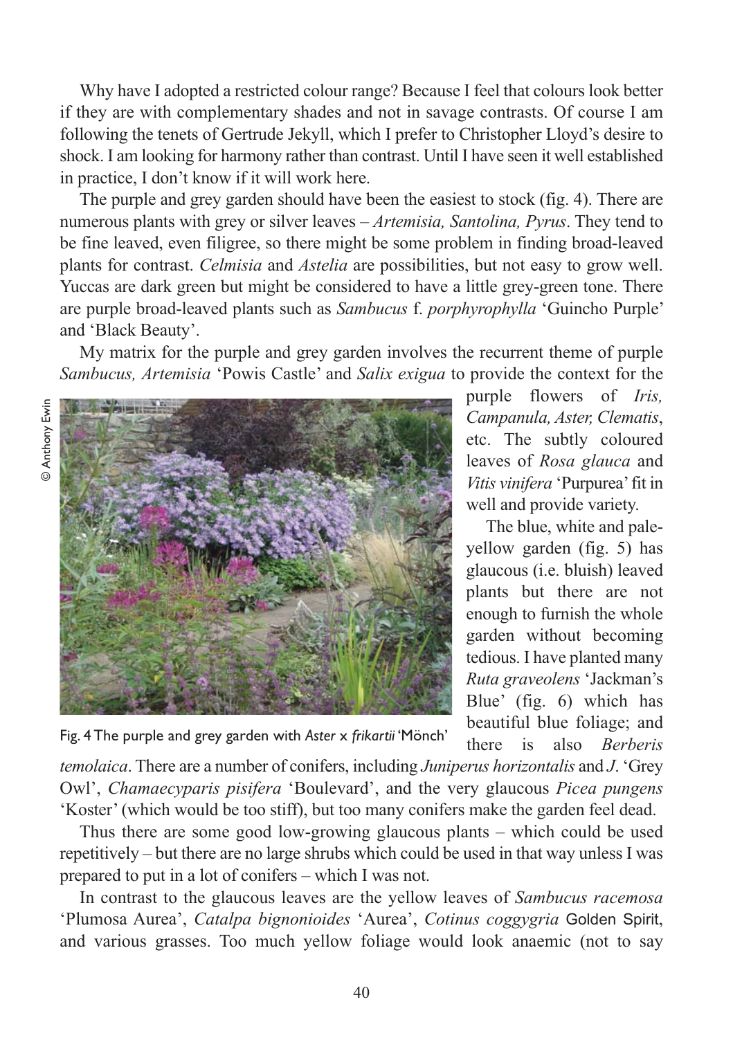Why have I adopted a restricted colour range? Because I feel that colours look better if they are with complementary shades and not in savage contrasts. Of course I am following the tenets of Gertrude Jekyll, which I prefer to Christopher Lloyd's desire to shock. I am looking for harmony rather than contrast. Until I have seen it well established in practice, I don't know if it will work here.

The purple and grey garden should have been the easiest to stock (fig. 4). There are numerous plants with grey or silver leaves – *Artemisia, Santolina, Pyrus*. They tend to be fine leaved, even filigree, so there might be some problem in finding broad-leaved plants for contrast. *Celmisia* and *Astelia* are possibilities, but not easy to grow well. Yuccas are dark green but might be considered to have a little grey-green tone. There are purple broad-leaved plants such as *Sambucus* f. *porphyrophylla* 'Guincho Purple' and 'Black Beauty'.

My matrix for the purple and grey garden involves the recurrent theme of purple *Sambucus, Artemisia* 'Powis Castle' and *Salix exigua* to provide the context for the purple flowers of *Iris, Campanula, Aster, Clematis*, etc. The subtly coloured leaves of *Rosa glauca* and *Vitis vinifera* 'Purpurea' fit in well and provide variety.

© Anthony Ewin

Fig. 4 The purple and grey garden with *Aster* x *frikartii* 'Mönch'

The blue, white and pale-yellow garden (fig. 5) has glaucous (i.e. bluish) leaved plants but there are not enough to furnish the whole garden without becoming tedious. I have planted many *Ruta graveolens* 'Jackman's Blue' (fig. 6) which has beautiful blue foliage; and there is also *Berberis temolaica*. There are a number of conifers, including *Juniperus horizontalis* and *J*. 'Grey Owl', *Chamaecyparis pisifera* 'Boulevard', and the very glaucous *Picea pungens* 'Koster' (which would be too stiff), but too many conifers make the garden feel dead.

Thus there are some good low-growing glaucous plants – which could be used repetitively – but there are no large shrubs which could be used in that way unless I was prepared to put in a lot of conifers – which I was not.

In contrast to the glaucous leaves are the yellow leaves of *Sambucus racemosa* 'Plumosa Aurea', *Catalpa bignonioides* 'Aurea', *Cotinus coggygria* Golden Spirit, and various grasses. Too much yellow foliage would look anaemic (not to say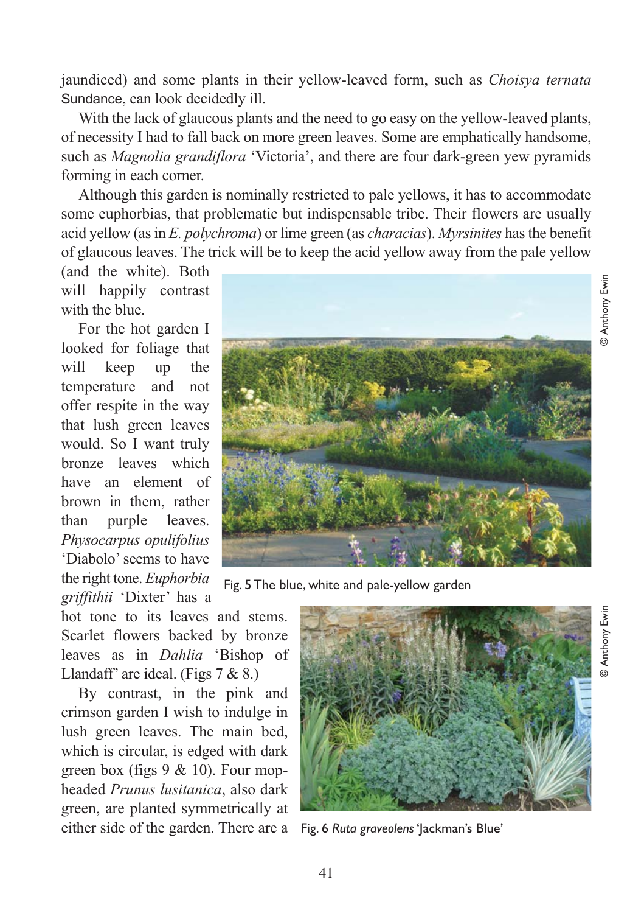jaundiced) and some plants in their yellow-leaved form, such as *Choisya ternata* Sundance, can look decidedly ill.

With the lack of glaucous plants and the need to go easy on the yellow-leaved plants, of necessity I had to fall back on more green leaves. Some are emphatically handsome, such as *Magnolia grandiflora* 'Victoria', and there are four dark-green yew pyramids forming in each corner.

Although this garden is nominally restricted to pale yellows, it has to accommodate some euphorbias, that problematic but indispensable tribe. Their flowers are usually acid yellow (as in *E. polychroma*) or lime green (as *characias*). *Myrsinites* has the benefit of glaucous leaves. The trick will be to keep the acid yellow away from the pale yellow (and the white). Both will happily contrast with the blue.

For the hot garden I looked for foliage that will keep up the temperature and not offer respite in the way that lush green leaves would. So I want truly bronze leaves which have an element of brown in them, rather than purple leaves. *Physocarpus opulifolius* 'Diabolo' seems to have the right tone. *Euphorbia griffithii* 'Dixter' has a hot tone to its leaves and stems. Scarlet flowers backed by bronze leaves as in *Dahlia* 'Bishop of Llandaff' are ideal. (Figs 7 & 8.)

By contrast, in the pink and crimson garden I wish to indulge in lush green leaves. The main bed, which is circular, is edged with dark green box (figs 9 & 10). Four mop-headed *Prunus lusitanica*, also dark green, are planted symmetrically at either side of the garden. There are a

© Anthony Ewin

Fig. 5 The blue, white and pale-yellow garden

© Anthony Ewin

Fig. 6 *Ruta graveolens* 'Jackman's Blue'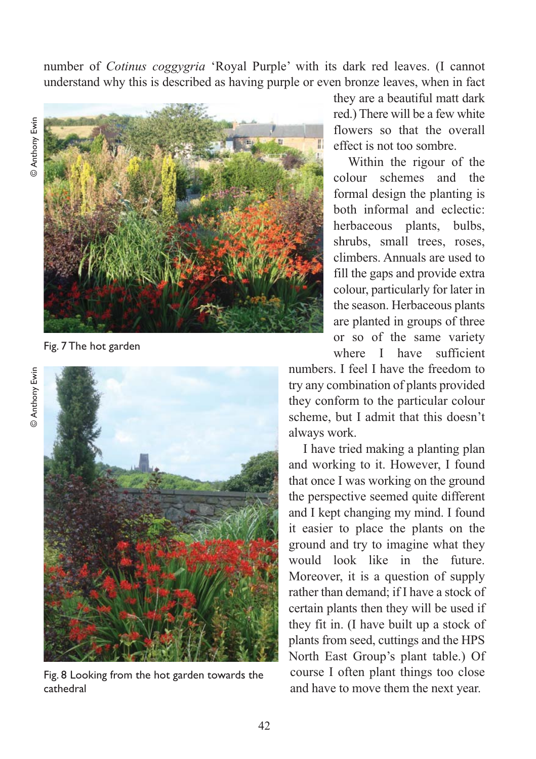number of *Cotinus coggygria* 'Royal Purple' with its dark red leaves. (I cannot understand why this is described as having purple or even bronze leaves, when in fact they are a beautiful matt dark red.) There will be a few white flowers so that the overall effect is not too sombre.

Within the rigour of the colour schemes and the formal design the planting is both informal and eclectic: herbaceous plants, bulbs, shrubs, small trees, roses, climbers. Annuals are used to fill the gaps and provide extra colour, particularly for later in the season. Herbaceous plants are planted in groups of three or so of the same variety where I have sufficient numbers. I feel I have the freedom to try any combination of plants provided they conform to the particular colour scheme, but I admit that this doesn't always work.

I have tried making a planting plan and working to it. However, I found that once I was working on the ground the perspective seemed quite different and I kept changing my mind. I found it easier to place the plants on the ground and try to imagine what they would look like in the future. Moreover, it is a question of supply rather than demand; if I have a stock of certain plants then they will be used if they fit in. (I have built up a stock of plants from seed, cuttings and the HPS North East Group's plant table.) Of course I often plant things too close and have to move them the next year.

© Anthony Ewin

Fig. 7 The hot garden

© Anthony Ewin

Fig. 8 Looking from the hot garden towards the cathedral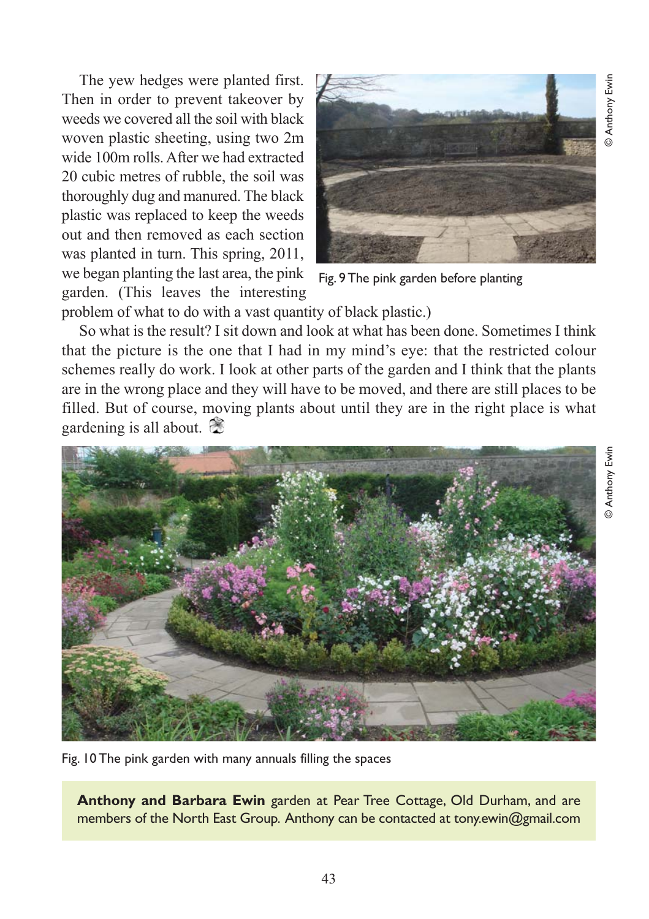The yew hedges were planted first. Then in order to prevent takeover by weeds we covered all the soil with black woven plastic sheeting, using two 2m wide 100m rolls. After we had extracted 20 cubic metres of rubble, the soil was thoroughly dug and manured. The black plastic was replaced to keep the weeds out and then removed as each section was planted in turn. This spring, 2011, we began planting the last area, the pink garden. (This leaves the interesting problem of what to do with a vast quantity of black plastic.)

© Anthony Ewin

Fig. 9 The pink garden before planting

So what is the result? I sit down and look at what has been done. Sometimes I think that the picture is the one that I had in my mind's eye: that the restricted colour schemes really do work. I look at other parts of the garden and I think that the plants are in the wrong place and they will have to be moved, and there are still places to be filled. But of course, moving plants about until they are in the right place is what gardening is all about.

© Anthony Ewin

Fig. 10 The pink garden with many annuals filling the spaces

**Anthony and Barbara Ewin** garden at Pear Tree Cottage, Old Durham, and are members of the North East Group. Anthony can be contacted at tony.ewin@gmail.com